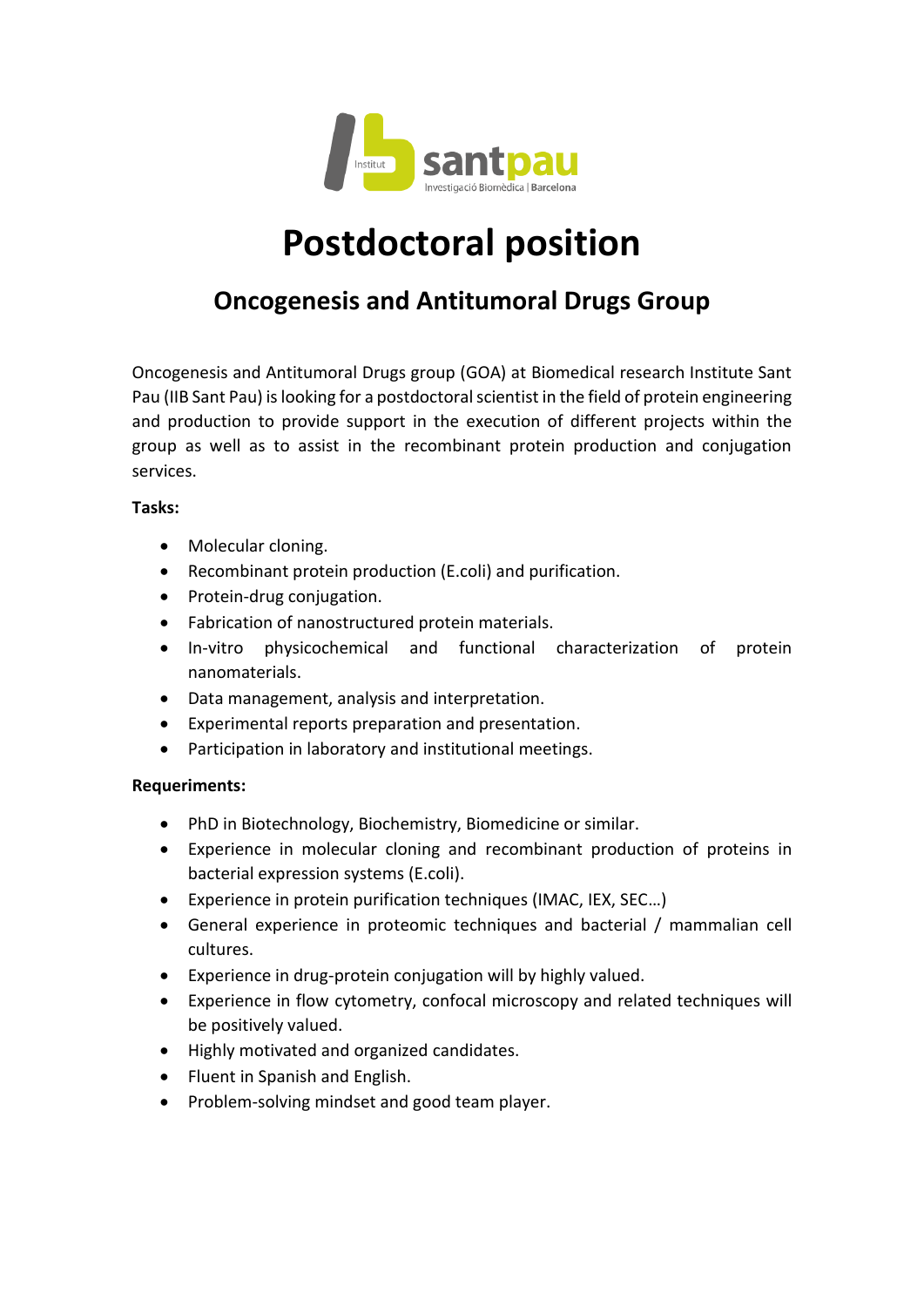# Postdoctoral position

## Oncogenesis and Antitumoral Drugs Group

Oncogenesis and Antitumoral Drugs group (GOA) at Biomedical research Institute Sant Pau (IIB Sant Pau) is looking for a postdoctoral scientist in the field of protein engineering and production to provide support in the execution of different projects within the group as well as to assist in the recombinant protein production and conjugation services.

**Tasks:**

- Molecular cloning.
- Recombinant protein production (E.coli) and purification.
- Protein-drug conjugation.
- Fabrication of nanostructured protein materials.
- In-vitro physicochemical and functional characterization of protein nanomaterials.
- Data management, analysis and interpretation.
- Experimental reports preparation and presentation.
- Participation in laboratory and institutional meetings.

**Requeriments:**

- PhD in Biotechnology, Biochemistry, Biomedicine or similar.
- Experience in molecular cloning and recombinant production of proteins in bacterial expression systems (E.coli).
- Experience in protein purification techniques (IMAC, IEX, SEC…)
- General experience in proteomic techniques and bacterial / mammalian cell cultures.
- Experience in drug-protein conjugation will by highly valued.
- Experience in flow cytometry, confocal microscopy and related techniques will be positively valued.
- Highly motivated and organized candidates.
- Fluent in Spanish and English.
- Problem-solving mindset and good team player.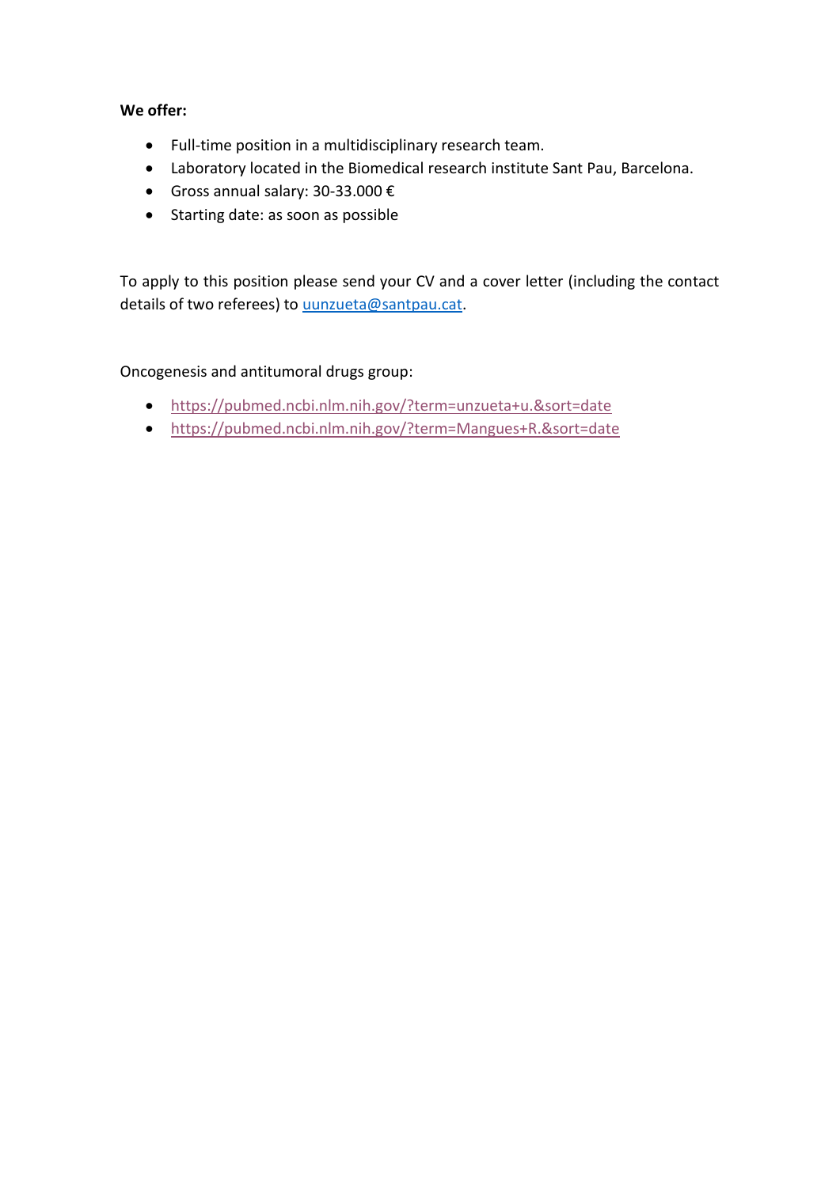**We offer:**

- Full-time position in a multidisciplinary research team.
- Laboratory located in the Biomedical research institute Sant Pau, Barcelona.
- Gross annual salary: 30-33.000 €
- Starting date: as soon as possible

To apply to this position please send your CV and a cover letter (including the contact details of two referees) to uunzueta@santpau.cat.

Oncogenesis and antitumoral drugs group:

- https://pubmed.ncbi.nlm.nih.gov/?term=unzueta+u.&sort=date
- https://pubmed.ncbi.nlm.nih.gov/?term=Mangues+R.&sort=date